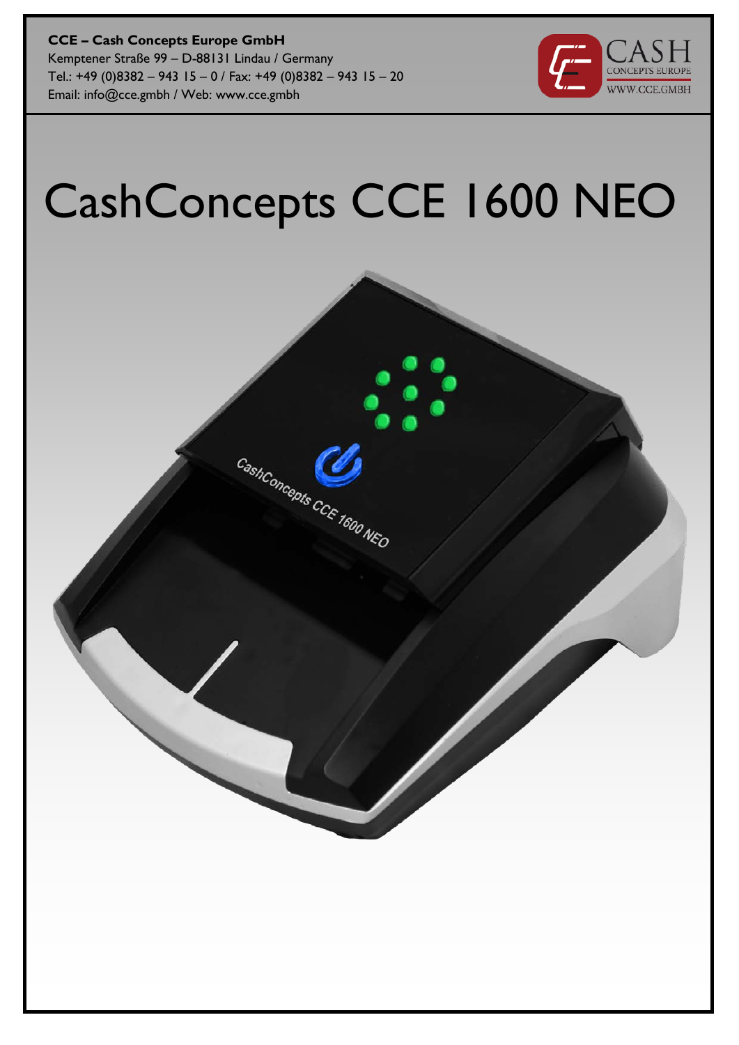**CCE – Cash Concepts Europe GmbH**
Kemptener Straße 99 – D-88131 Lindau / Germany
Tel.: +49 (0)8382 – 943 15 – 0 / Fax: +49 (0)8382 – 943 15 – 20
Email: info@cce.gmbh / Web: www.cce.gmbh

# CashConcepts CCE 1600 NEO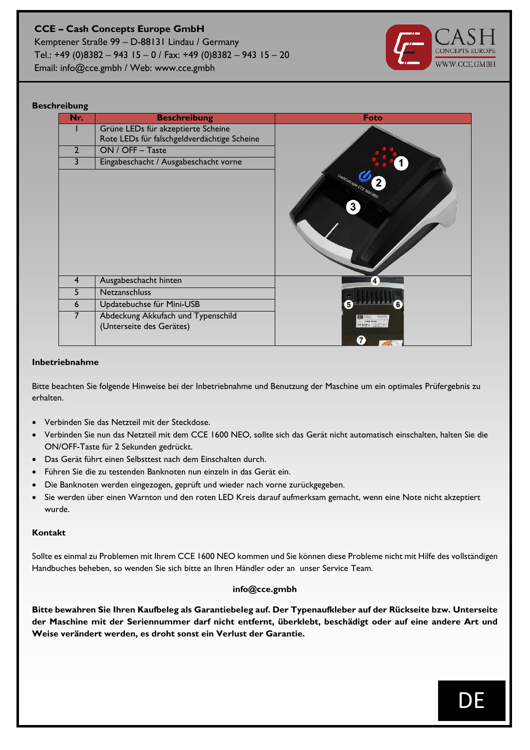**CCE – Cash Concepts Europe GmbH**
Kemptener Straße 99 – D-88131 Lindau / Germany
Tel.: +49 (0)8382 – 943 15 – 0 / Fax: +49 (0)8382 – 943 15 – 20
Email: info@cce.gmbh / Web: www.cce.gmbh

## Beschreibung

| Nr. | Beschreibung | Foto |
|---|---|---|
| 1 | Grüne LEDs für akzeptierte Scheine<br>Rote LEDs für falschgeldverdächtige Scheine | |
| 2 | ON / OFF – Taste | |
| 3 | Eingabeschacht / Ausgabeschacht vorne | |
| 4 | Ausgabeschacht hinten | |
| 5 | Netzanschluss | |
| 6 | Updatebuchse für Mini-USB | |
| 7 | Abdeckung Akkufach und Typenschild (Unterseite des Gerätes) | |

## Inbetriebnahme

Bitte beachten Sie folgende Hinweise bei der Inbetriebnahme und Benutzung der Maschine um ein optimales Prüfergebnis zu erhalten.

- Verbinden Sie das Netzteil mit der Steckdose.
- Verbinden Sie nun das Netzteil mit dem CCE 1600 NEO, sollte sich das Gerät nicht automatisch einschalten, halten Sie die ON/OFF-Taste für 2 Sekunden gedrückt.
- Das Gerät führt einen Selbsttest nach dem Einschalten durch.
- Führen Sie die zu testenden Banknoten nun einzeln in das Gerät ein.
- Die Banknoten werden eingezogen, geprüft und wieder nach vorne zurückgegeben.
- Sie werden über einen Warnton und den roten LED Kreis darauf aufmerksam gemacht, wenn eine Note nicht akzeptiert wurde.

## Kontakt

Sollte es einmal zu Problemen mit Ihrem CCE 1600 NEO kommen und Sie können diese Probleme nicht mit Hilfe des vollständigen Handbuches beheben, so wenden Sie sich bitte an Ihren Händler oder an unser Service Team.

**info@cce.gmbh**

**Bitte bewahren Sie Ihren Kaufbeleg als Garantiebeleg auf. Der Typenaufkleber auf der Rückseite bzw. Unterseite der Maschine mit der Seriennummer darf nicht entfernt, überklebt, beschädigt oder auf eine andere Art und Weise verändert werden, es droht sonst ein Verlust der Garantie.**

DE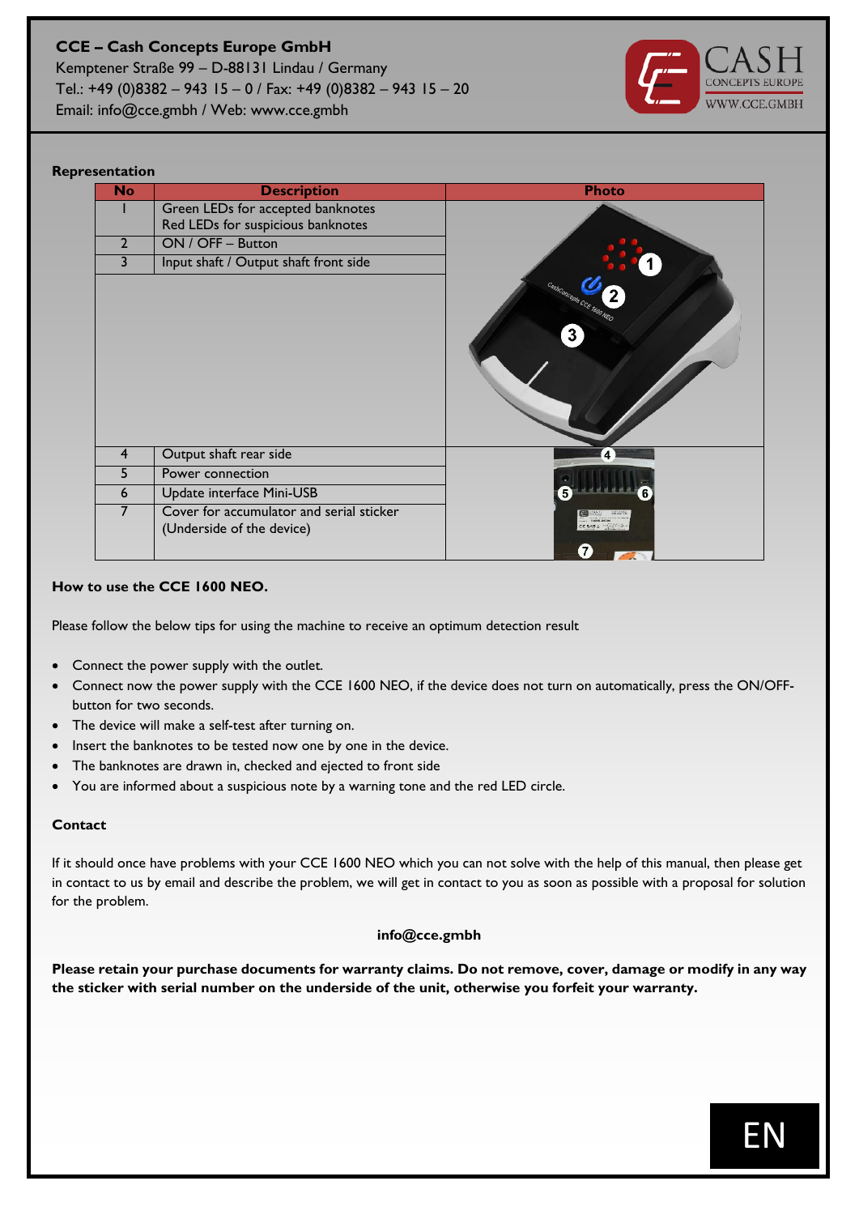**CCE – Cash Concepts Europe GmbH**
Kemptener Straße 99 – D-88131 Lindau / Germany
Tel.: +49 (0)8382 – 943 15 – 0 / Fax: +49 (0)8382 – 943 15 – 20
Email: info@cce.gmbh / Web: www.cce.gmbh

### Representation

| No | Description | Photo |
|---|---|---|
| 1 | Green LEDs for accepted banknotes<br>Red LEDs for suspicious banknotes | |
| 2 | ON / OFF – Button | |
| 3 | Input shaft / Output shaft front side | |
| 4 | Output shaft rear side | |
| 5 | Power connection | |
| 6 | Update interface Mini-USB | |
| 7 | Cover for accumulator and serial sticker (Underside of the device) | |

### How to use the CCE 1600 NEO.

Please follow the below tips for using the machine to receive an optimum detection result

- Connect the power supply with the outlet.
- Connect now the power supply with the CCE 1600 NEO, if the device does not turn on automatically, press the ON/OFF-button for two seconds.
- The device will make a self-test after turning on.
- Insert the banknotes to be tested now one by one in the device.
- The banknotes are drawn in, checked and ejected to front side
- You are informed about a suspicious note by a warning tone and the red LED circle.

### Contact

If it should once have problems with your CCE 1600 NEO which you can not solve with the help of this manual, then please get in contact to us by email and describe the problem, we will get in contact to you as soon as possible with a proposal for solution for the problem.

**info@cce.gmbh**

**Please retain your purchase documents for warranty claims. Do not remove, cover, damage or modify in any way the sticker with serial number on the underside of the unit, otherwise you forfeit your warranty.**

EN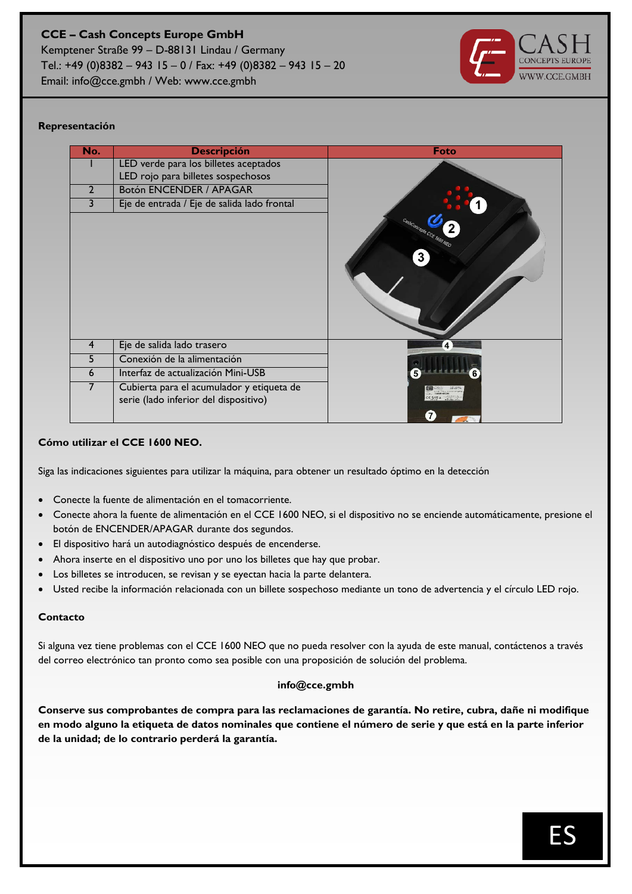**Representación**

| No. | Descripción | Foto |
|---|---|---|
| 1 | LED verde para los billetes aceptados<br>LED rojo para billetes sospechosos | |
| 2 | Botón ENCENDER / APAGAR | |
| 3 | Eje de entrada / Eje de salida lado frontal | |
| 4 | Eje de salida lado trasero | |
| 5 | Conexión de la alimentación | |
| 6 | Interfaz de actualización Mini-USB | |
| 7 | Cubierta para el acumulador y etiqueta de serie (lado inferior del dispositivo) | |

**Cómo utilizar el CCE 1600 NEO.**

Siga las indicaciones siguientes para utilizar la máquina, para obtener un resultado óptimo en la detección

- Conecte la fuente de alimentación en el tomacorriente.
- Conecte ahora la fuente de alimentación en el CCE 1600 NEO, si el dispositivo no se enciende automáticamente, presione el botón de ENCENDER/APAGAR durante dos segundos.
- El dispositivo hará un autodiagnóstico después de encenderse.
- Ahora inserte en el dispositivo uno por uno los billetes que hay que probar.
- Los billetes se introducen, se revisan y se eyectan hacia la parte delantera.
- Usted recibe la información relacionada con un billete sospechoso mediante un tono de advertencia y el círculo LED rojo.

**Contacto**

Si alguna vez tiene problemas con el CCE 1600 NEO que no pueda resolver con la ayuda de este manual, contáctenos a través del correo electrónico tan pronto como sea posible con una proposición de solución del problema.

**info@cce.gmbh**

**Conserve sus comprobantes de compra para las reclamaciones de garantía. No retire, cubra, dañe ni modifique en modo alguno la etiqueta de datos nominales que contiene el número de serie y que está en la parte inferior de la unidad; de lo contrario perderá la garantía.**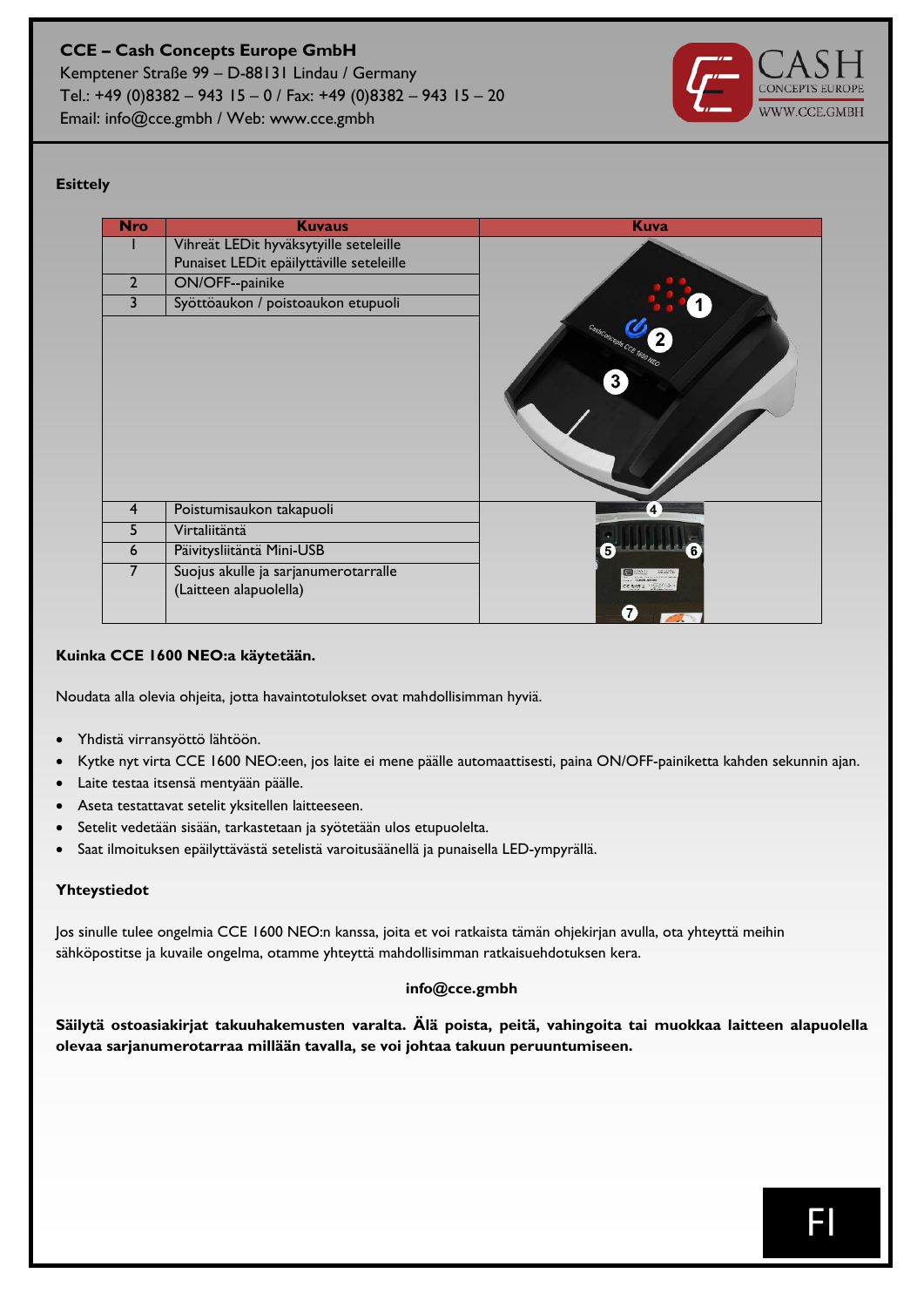**CCE – Cash Concepts Europe GmbH**
Kemptener Straße 99 – D-88131 Lindau / Germany
Tel.: +49 (0)8382 – 943 15 – 0 / Fax: +49 (0)8382 – 943 15 – 20
Email: info@cce.gmbh / Web: www.cce.gmbh

**Esittely**

| Nro | Kuvaus | Kuva |
|---|---|---|
| 1 | Vihreät LEDit hyväksytyille seteleille<br>Punaiset LEDit epäilyttäville seteleille | |
| 2 | ON/OFF--painike | |
| 3 | Syöttöaukon / poistoaukon etupuoli | |
| 4 | Poistumisaukon takapuoli | |
| 5 | Virtaliitäntä | |
| 6 | Päivitysliitäntä Mini-USB | |
| 7 | Suojus akulle ja sarjanumerotarralle (Laitteen alapuolella) | |

**Kuinka CCE 1600 NEO:a käytetään.**

Noudata alla olevia ohjeita, jotta havaintotulokset ovat mahdollisimman hyviä.

- Yhdistä virransyöttö lähtöön.
- Kytke nyt virta CCE 1600 NEO:een, jos laite ei mene päälle automaattisesti, paina ON/OFF-painiketta kahden sekunnin ajan.
- Laite testaa itsensä mentyään päälle.
- Aseta testattavat setelit yksitellen laitteeseen.
- Setelit vedetään sisään, tarkastetaan ja syötetään ulos etupuolelta.
- Saat ilmoituksen epäilyttävästä setelistä varoitusäänellä ja punaisella LED-ympyrällä.

**Yhteystiedot**

Jos sinulle tulee ongelmia CCE 1600 NEO:n kanssa, joita et voi ratkaista tämän ohjekirjan avulla, ota yhteyttä meihin sähköpostitse ja kuvaile ongelma, otamme yhteyttä mahdollisimman ratkaisuehdotuksen kera.

**info@cce.gmbh**

**Säilytä ostoasiakirjat takuuhakemusten varalta. Älä poista, peitä, vahingoita tai muokkaa laitteen alapuolella olevaa sarjanumerotarraa millään tavalla, se voi johtaa takuun peruuntumiseen.**

FI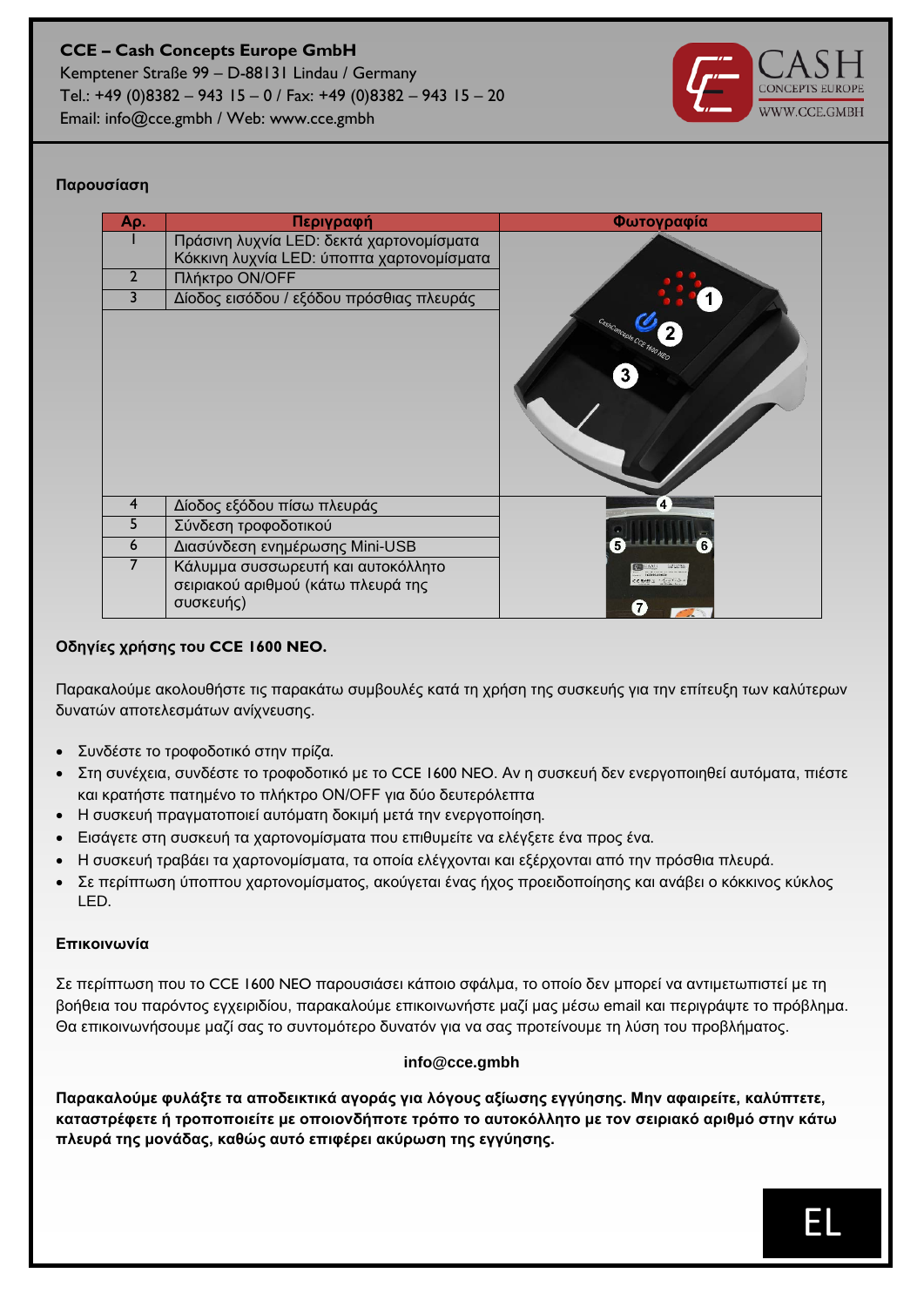**CCE – Cash Concepts Europe GmbH**
Kemptener Straße 99 – D-88131 Lindau / Germany
Tel.: +49 (0)8382 – 943 15 – 0 / Fax: +49 (0)8382 – 943 15 – 20
Email: info@cce.gmbh / Web: www.cce.gmbh

### Παρουσίαση

| Αρ. | Περιγραφή | Φωτογραφία |
|---|---|---|
| 1 | Πράσινη λυχνία LED: δεκτά χαρτονομίσματα<br>Κόκκινη λυχνία LED: ύποπτα χαρτονομίσματα | |
| 2 | Πλήκτρο ON/OFF | |
| 3 | Δίοδος εισόδου / εξόδου πρόσθιας πλευράς | |
| 4 | Δίοδος εξόδου πίσω πλευράς | |
| 5 | Σύνδεση τροφοδοτικού | |
| 6 | Διασύνδεση ενημέρωσης Mini-USB | |
| 7 | Κάλυμμα συσσωρευτή και αυτοκόλλητο σειριακού αριθμού (κάτω πλευρά της συσκευής) | |

### Οδηγίες χρήσης του CCE 1600 NEO.

Παρακαλούμε ακολουθήστε τις παρακάτω συμβουλές κατά τη χρήση της συσκευής για την επίτευξη των καλύτερων δυνατών αποτελεσμάτων ανίχνευσης.

- Συνδέστε το τροφοδοτικό στην πρίζα.
- Στη συνέχεια, συνδέστε το τροφοδοτικό με το CCE 1600 NEO. Αν η συσκευή δεν ενεργοποιηθεί αυτόματα, πιέστε και κρατήστε πατημένο το πλήκτρο ON/OFF για δύο δευτερόλεπτα
- Η συσκευή πραγματοποιεί αυτόματη δοκιμή μετά την ενεργοποίηση.
- Εισάγετε στη συσκευή τα χαρτονομίσματα που επιθυμείτε να ελέγξετε ένα προς ένα.
- Η συσκευή τραβάει τα χαρτονομίσματα, τα οποία ελέγχονται και εξέρχονται από την πρόσθια πλευρά.
- Σε περίπτωση ύποπτου χαρτονομίσματος, ακούγεται ένας ήχος προειδοποίησης και ανάβει ο κόκκινος κύκλος LED.

### Επικοινωνία

Σε περίπτωση που το CCE 1600 NEO παρουσιάσει κάποιο σφάλμα, το οποίο δεν μπορεί να αντιμετωπιστεί με τη βοήθεια του παρόντος εγχειριδίου, παρακαλούμε επικοινωνήστε μαζί μας μέσω email και περιγράψτε το πρόβλημα. Θα επικοινωνήσουμε μαζί σας το συντομότερο δυνατόν για να σας προτείνουμε τη λύση του προβλήματος.

**info@cce.gmbh**

**Παρακαλούμε φυλάξτε τα αποδεικτικά αγοράς για λόγους αξίωσης εγγύησης. Μην αφαιρείτε, καλύπτετε, καταστρέφετε ή τροποποιείτε με οποιονδήποτε τρόπο το αυτοκόλλητο με τον σειριακό αριθμό στην κάτω πλευρά της μονάδας, καθώς αυτό επιφέρει ακύρωση της εγγύησης.**

EL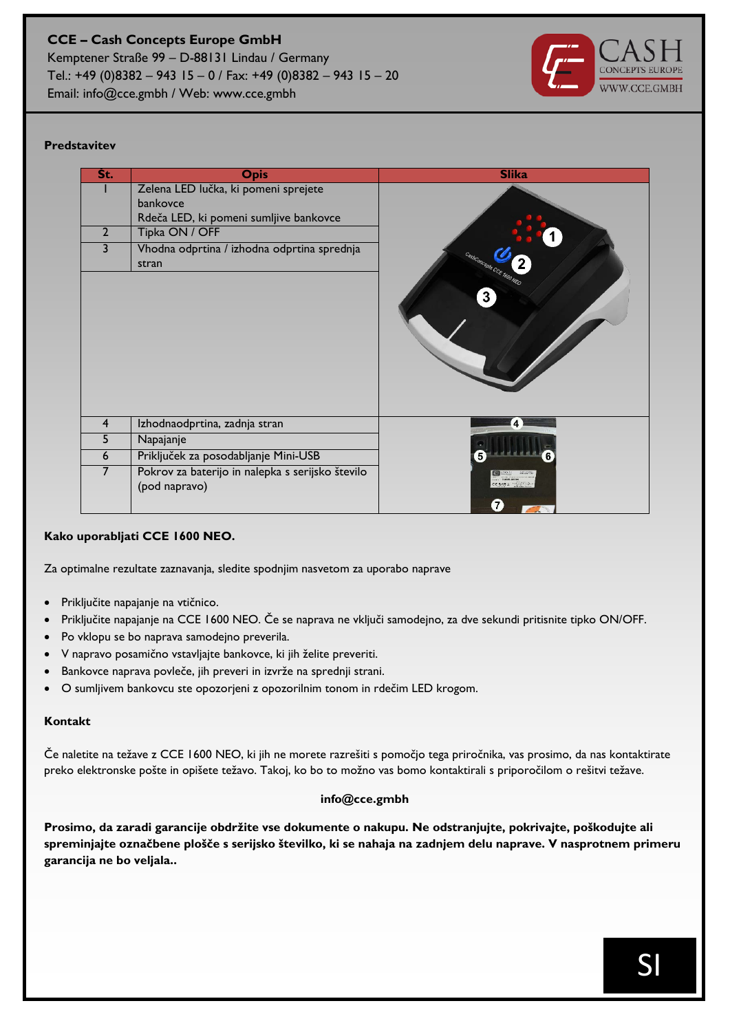## Predstavitev

| Št. | Opis | Slika |
|---|---|---|
| 1 | Zelena LED lučka, ki pomeni sprejete bankovce<br>Rdeča LED, ki pomeni sumljive bankovce | |
| 2 | Tipka ON / OFF | |
| 3 | Vhodna odprtina / izhodna odprtina sprednja stran | |
| 4 | Izhodnaodprtina, zadnja stran | |
| 5 | Napajanje | |
| 6 | Priključek za posodabljanje Mini-USB | |
| 7 | Pokrov za baterijo in nalepka s serijsko število (pod napravo) | |

## Kako uporabljati CCE 1600 NEO.

Za optimalne rezultate zaznavanja, sledite spodnjim nasvetom za uporabo naprave

- Priključite napajanje na vtičnico.
- Priključite napajanje na CCE 1600 NEO. Če se naprava ne vključi samodejno, za dve sekundi pritisnite tipko ON/OFF.
- Po vklopu se bo naprava samodejno preverila.
- V napravo posamično vstavljajte bankovce, ki jih želite preveriti.
- Bankovce naprava povleče, jih preveri in izvrže na sprednji strani.
- O sumljivem bankovcu ste opozorjeni z opozorilnim tonom in rdečim LED krogom.

## Kontakt

Če naletite na težave z CCE 1600 NEO, ki jih ne morete razrešiti s pomočjo tega priročnika, vas prosimo, da nas kontaktirate preko elektronske pošte in opišete težavo. Takoj, ko bo to možno vas bomo kontaktirali s priporočilom o rešitvi težave.

**info@cce.gmbh**

**Prosimo, da zaradi garancije obdržite vse dokumente o nakupu. Ne odstranjujte, pokrivajte, poškodujte ali spreminjajte označbene plošče s serijsko številko, ki se nahaja na zadnjem delu naprave. V nasprotnem primeru garancija ne bo veljala..**

SI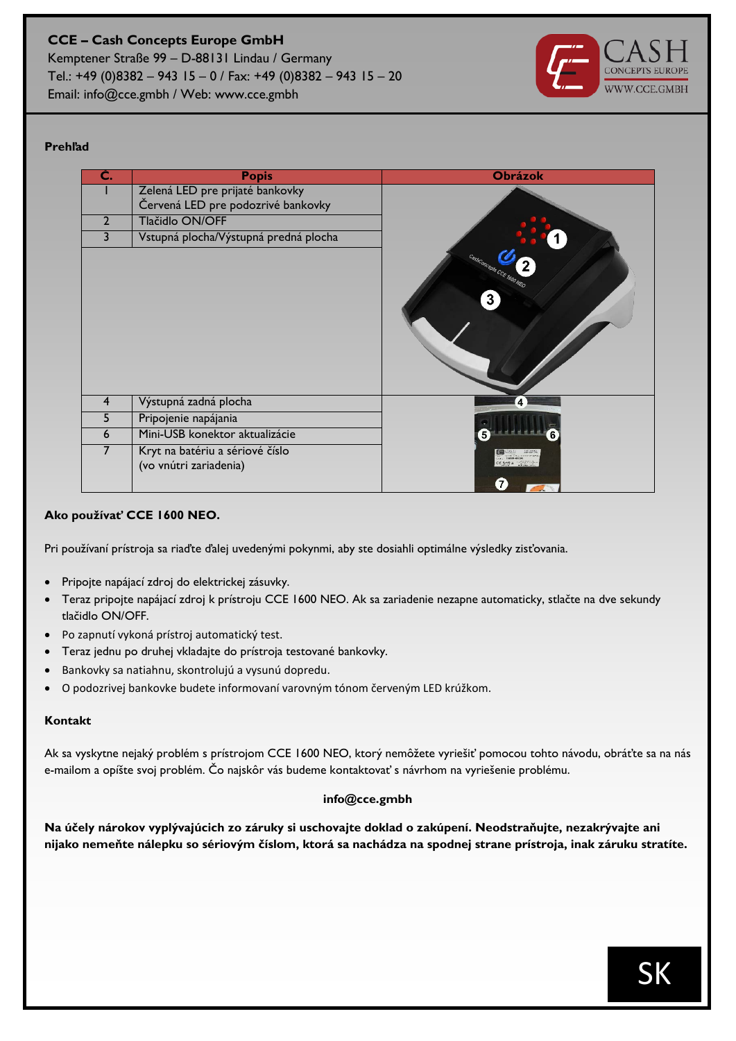**CCE – Cash Concepts Europe GmbH**
Kemptener Straße 99 – D-88131 Lindau / Germany
Tel.: +49 (0)8382 – 943 15 – 0 / Fax: +49 (0)8382 – 943 15 – 20
Email: info@cce.gmbh / Web: www.cce.gmbh

**Prehľad**

| Č. | Popis | Obrázok |
|---|---|---|
| 1 | Zelená LED pre prijaté bankovky<br>Červená LED pre podozrivé bankovky | |
| 2 | Tlačidlo ON/OFF | |
| 3 | Vstupná plocha/Výstupná predná plocha | |
| 4 | Výstupná zadná plocha | |
| 5 | Pripojenie napájania | |
| 6 | Mini-USB konektor aktualizácie | |
| 7 | Kryt na batériu a sériové číslo<br>(vo vnútri zariadenia) | |

**Ako používať CCE 1600 NEO.**

Pri používaní prístroja sa riaďte ďalej uvedenými pokynmi, aby ste dosiahli optimálne výsledky zisťovania.

- Pripojte napájací zdroj do elektrickej zásuvky.
- Teraz pripojte napájací zdroj k prístroju CCE 1600 NEO. Ak sa zariadenie nezapne automaticky, stlačte na dve sekundy tlačidlo ON/OFF.
- Po zapnutí vykoná prístroj automatický test.
- Teraz jednu po druhej vkladajte do prístroja testované bankovky.
- Bankovky sa natiahnu, skontrolujú a vysunú dopredu.
- O podozrivej bankovke budete informovaní varovným tónom červeným LED krúžkom.

**Kontakt**

Ak sa vyskytne nejaký problém s prístrojom CCE 1600 NEO, ktorý nemôžete vyriešiť pomocou tohto návodu, obráťte sa na nás e-mailom a opíšte svoj problém. Čo najskôr vás budeme kontaktovať s návrhom na vyriešenie problému.

**info@cce.gmbh**

**Na účely nárokov vyplývajúcich zo záruky si uschovajte doklad o zakúpení. Neodstraňujte, nezakrývajte ani nijako nemeňte nálepku so sériovým číslom, ktorá sa nachádza na spodnej strane prístroja, inak záruku stratíte.**

SK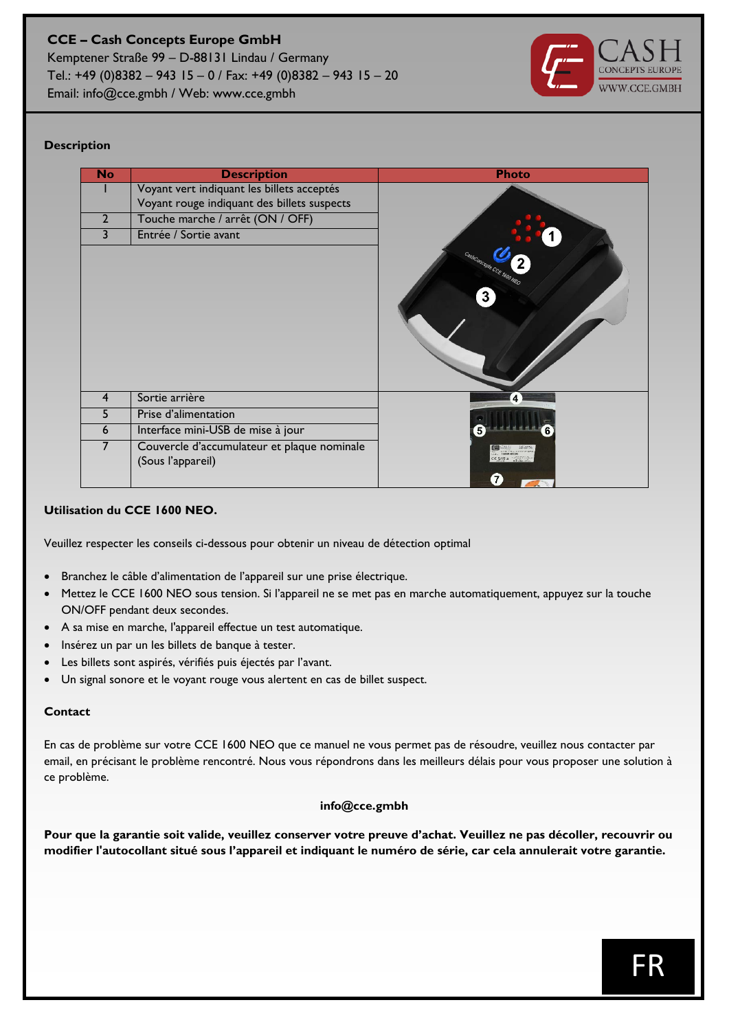**CCE – Cash Concepts Europe GmbH**
Kemptener Straße 99 – D-88131 Lindau / Germany
Tel.: +49 (0)8382 – 943 15 – 0 / Fax: +49 (0)8382 – 943 15 – 20
Email: info@cce.gmbh / Web: www.cce.gmbh

**Description**

| No | Description | Photo |
|---|---|---|
| 1 | Voyant vert indiquant les billets acceptés<br>Voyant rouge indiquant des billets suspects | |
| 2 | Touche marche / arrêt (ON / OFF) | |
| 3 | Entrée / Sortie avant | |
| 4 | Sortie arrière | |
| 5 | Prise d'alimentation | |
| 6 | Interface mini-USB de mise à jour | |
| 7 | Couvercle d'accumulateur et plaque nominale (Sous l'appareil) | |

**Utilisation du CCE 1600 NEO.**

Veuillez respecter les conseils ci-dessous pour obtenir un niveau de détection optimal

- Branchez le câble d'alimentation de l'appareil sur une prise électrique.
- Mettez le CCE 1600 NEO sous tension. Si l'appareil ne se met pas en marche automatiquement, appuyez sur la touche ON/OFF pendant deux secondes.
- A sa mise en marche, l'appareil effectue un test automatique.
- Insérez un par un les billets de banque à tester.
- Les billets sont aspirés, vérifiés puis éjectés par l'avant.
- Un signal sonore et le voyant rouge vous alertent en cas de billet suspect.

**Contact**

En cas de problème sur votre CCE 1600 NEO que ce manuel ne vous permet pas de résoudre, veuillez nous contacter par email, en précisant le problème rencontré. Nous vous répondrons dans les meilleurs délais pour vous proposer une solution à ce problème.

**info@cce.gmbh**

**Pour que la garantie soit valide, veuillez conserver votre preuve d'achat. Veuillez ne pas décoller, recouvrir ou modifier l'autocollant situé sous l'appareil et indiquant le numéro de série, car cela annulerait votre garantie.**

FR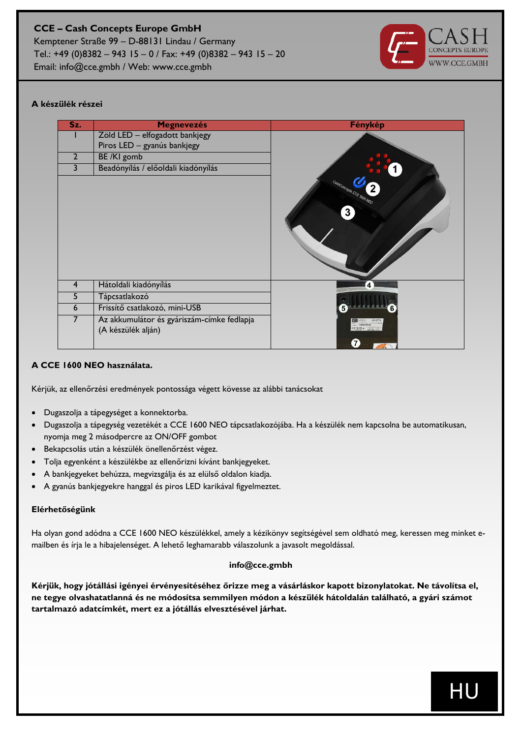**CCE – Cash Concepts Europe GmbH**
Kemptener Straße 99 – D-88131 Lindau / Germany
Tel.: +49 (0)8382 – 943 15 – 0 / Fax: +49 (0)8382 – 943 15 – 20
Email: info@cce.gmbh / Web: www.cce.gmbh

### A készülék részei

| Sz. | Megnevezés | Fénykép |
|---|---|---|
| 1 | Zöld LED – elfogadott bankjegy<br>Piros LED – gyanús bankjegy | |
| 2 | BE /KI gomb | |
| 3 | Beadónyílás / előoldali kiadónyílás | |
| 4 | Hátoldali kiadónyílás | |
| 5 | Tápcsatlakozó | |
| 6 | Frissítő csatlakozó, mini-USB | |
| 7 | Az akkumulátor és gyáriszám-címke fedlapja<br>(A készülék alján) | |

### A CCE 1600 NEO használata.

Kérjük, az ellenőrzési eredmények pontossága végett kövesse az alábbi tanácsokat

- Dugaszolja a tápegységet a konnektorba.
- Dugaszolja a tápegység vezetékét a CCE 1600 NEO tápcsatlakozójába. Ha a készülék nem kapcsolna be automatikusan, nyomja meg 2 másodpercre az ON/OFF gombot
- Bekapcsolás után a készülék önellenőrzést végez.
- Tolja egyenként a készülékbe az ellenőrizni kívánt bankjegyeket.
- A bankjegyeket behúzza, megvizsgálja és az elülső oldalon kiadja.
- A gyanús bankjegyekre hanggal és piros LED karikával figyelmeztet.

### Elérhetőségünk

Ha olyan gond adódna a CCE 1600 NEO készülékkel, amely a kézikönyv segítségével sem oldható meg, keressen meg minket e-mailben és írja le a hibajelenséget. A lehető leghamarabb válaszolunk a javasolt megoldással.

**info@cce.gmbh**

**Kérjük, hogy jótállási igényei érvényesítéséhez őrizze meg a vásárláskor kapott bizonylatokat. Ne távolítsa el, ne tegye olvashatatlanná és ne módosítsa semmilyen módon a készülék hátoldalán található, a gyári számot tartalmazó adatcímkét, mert ez a jótállás elvesztésével járhat.**

HU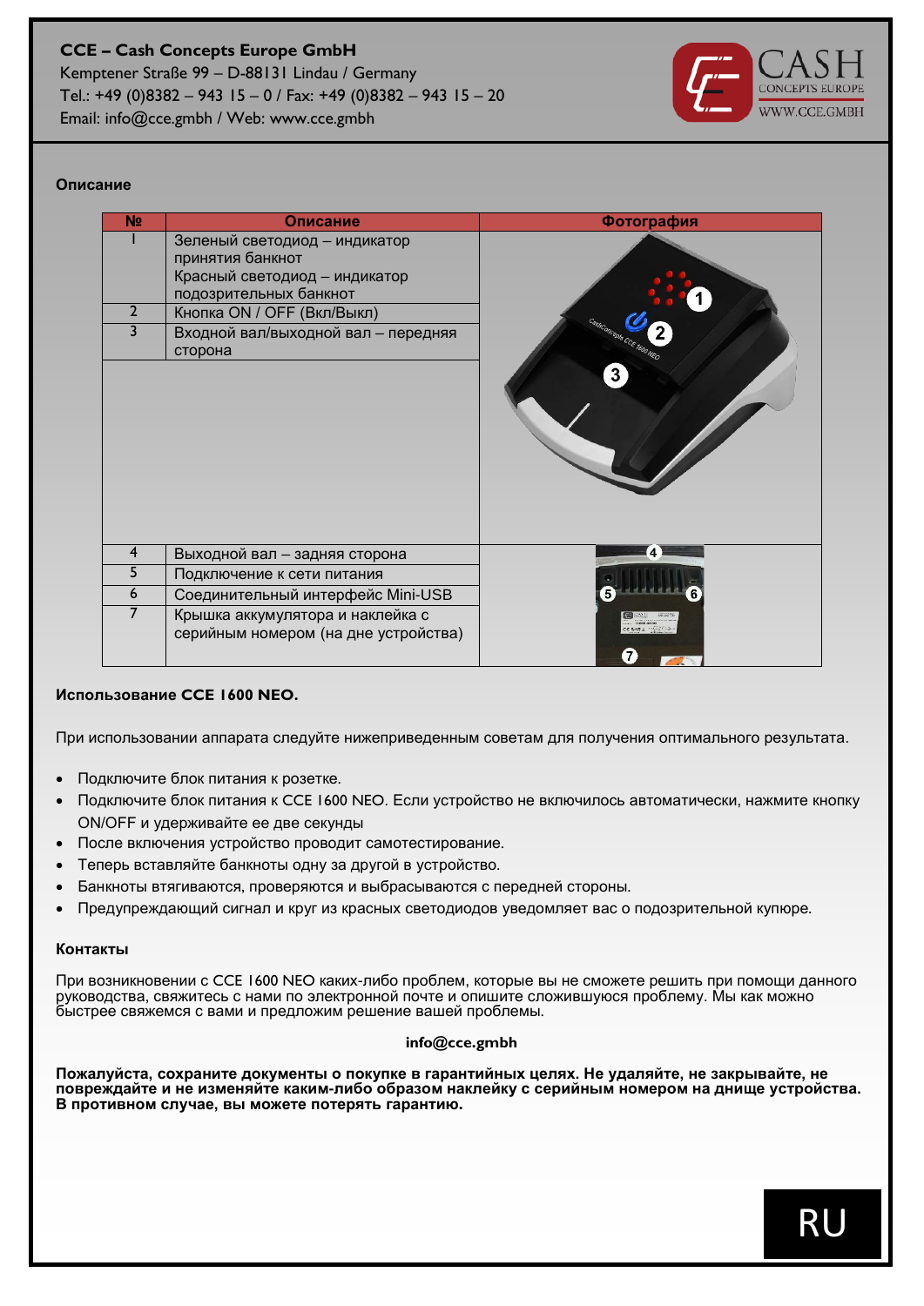**CCE – Cash Concepts Europe GmbH**
Kemptener Straße 99 – D-88131 Lindau / Germany
Tel.: +49 (0)8382 – 943 15 – 0 / Fax: +49 (0)8382 – 943 15 – 20
Email: info@cce.gmbh / Web: www.cce.gmbh

### Описание

| № | Описание | Фотография |
|---|---|---|
| 1 | Зеленый светодиод – индикатор принятия банкнот<br>Красный светодиод – индикатор подозрительных банкнот | |
| 2 | Кнопка ON / OFF (Вкл/Выкл) | |
| 3 | Входной вал/выходной вал – передняя сторона | |
| 4 | Выходной вал – задняя сторона | |
| 5 | Подключение к сети питания | |
| 6 | Соединительный интерфейс Mini-USB | |
| 7 | Крышка аккумулятора и наклейка с серийным номером (на дне устройства) | |

### Использование CCE 1600 NEO.

При использовании аппарата следуйте нижеприведенным советам для получения оптимального результата.

- Подключите блок питания к розетке.
- Подключите блок питания к CCE 1600 NEO. Если устройство не включилось автоматически, нажмите кнопку ON/OFF и удерживайте ее две секунды
- После включения устройство проводит самотестирование.
- Теперь вставляйте банкноты одну за другой в устройство.
- Банкноты втягиваются, проверяются и выбрасываются с передней стороны.
- Предупреждающий сигнал и круг из красных светодиодов уведомляет вас о подозрительной купюре.

### Контакты

При возникновении с CCE 1600 NEO каких-либо проблем, которые вы не сможете решить при помощи данного руководства, свяжитесь с нами по электронной почте и опишите сложившуюся проблему. Мы как можно быстрее свяжемся с вами и предложим решение вашей проблемы.

**info@cce.gmbh**

**Пожалуйста, сохраните документы о покупке в гарантийных целях. Не удаляйте, не закрывайте, не повреждайте и не изменяйте каким-либо образом наклейку с серийным номером на днище устройства. В противном случае, вы можете потерять гарантию.**

RU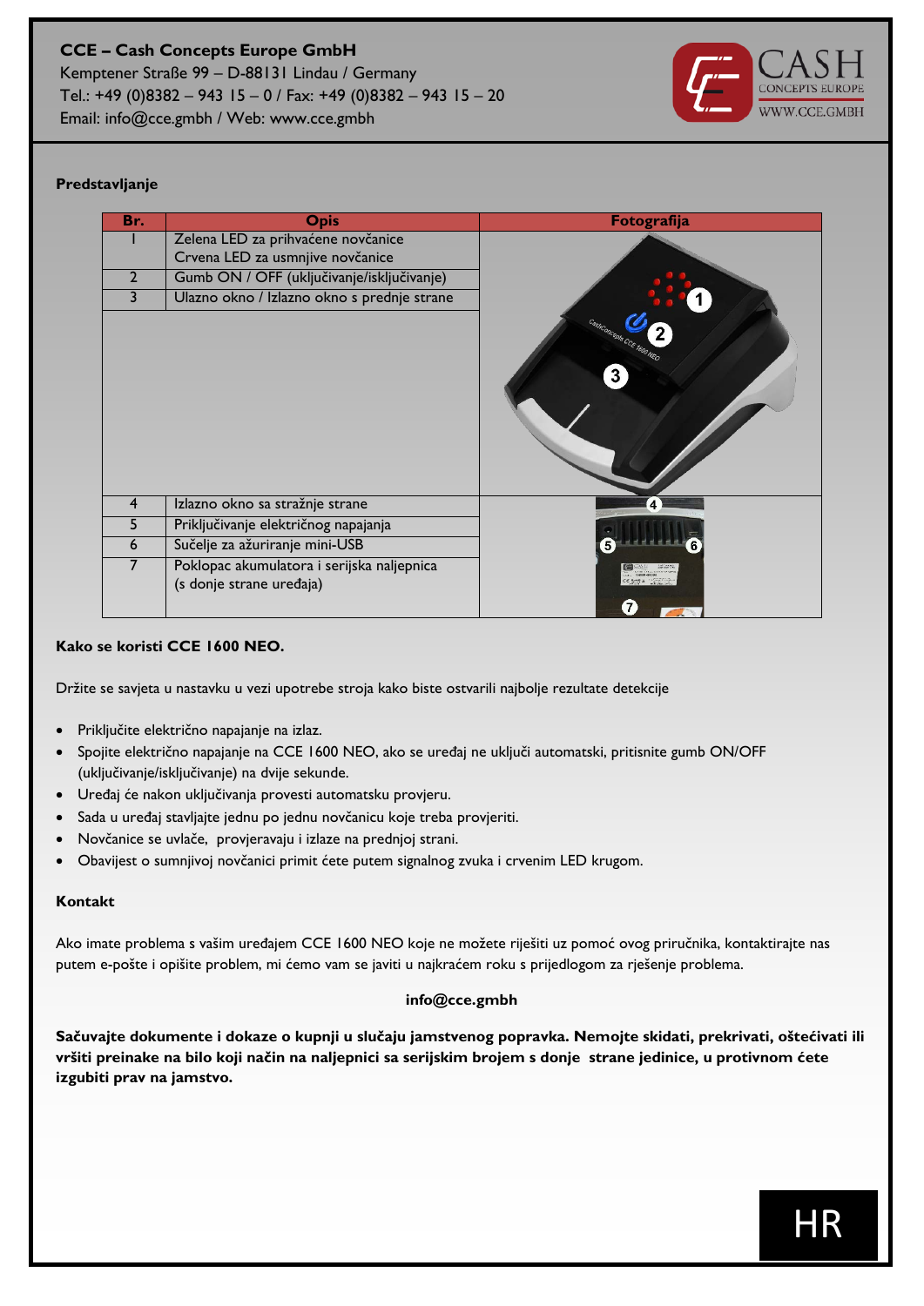**CCE – Cash Concepts Europe GmbH**
Kemptener Straße 99 – D-88131 Lindau / Germany
Tel.: +49 (0)8382 – 943 15 – 0 / Fax: +49 (0)8382 – 943 15 – 20
Email: info@cce.gmbh / Web: www.cce.gmbh

**Predstavljanje**

| Br. | Opis | Fotografija |
|---|---|---|
| 1 | Zelena LED za prihvaćene novčanice<br>Crvena LED za usmnjive novčanice | |
| 2 | Gumb ON / OFF (uključivanje/isključivanje) | |
| 3 | Ulazno okno / Izlazno okno s prednje strane | |
| 4 | Izlazno okno sa stražnje strane | |
| 5 | Priključivanje električnog napajanja | |
| 6 | Sučelje za ažuriranje mini-USB | |
| 7 | Poklopac akumulatora i serijska naljepnica<br>(s donje strane uređaja) | |

**Kako se koristi CCE 1600 NEO.**

Držite se savjeta u nastavku u vezi upotrebe stroja kako biste ostvarili najbolje rezultate detekcije

- Priključite električno napajanje na izlaz.
- Spojite električno napajanje na CCE 1600 NEO, ako se uređaj ne uključi automatski, pritisnite gumb ON/OFF (uključivanje/isključivanje) na dvije sekunde.
- Uređaj će nakon uključivanja provesti automatsku provjeru.
- Sada u uređaj stavljajte jednu po jednu novčanicu koje treba provjeriti.
- Novčanice se uvlače, provjeravaju i izlaze na prednjoj strani.
- Obavijest o sumnjivoj novčanici primit ćete putem signalnog zvuka i crvenim LED krugom.

**Kontakt**

Ako imate problema s vašim uređajem CCE 1600 NEO koje ne možete riješiti uz pomoć ovog priručnika, kontaktirajte nas putem e-pošte i opišite problem, mi ćemo vam se javiti u najkraćem roku s prijedlogom za rješenje problema.

**info@cce.gmbh**

**Sačuvajte dokumente i dokaze o kupnji u slučaju jamstvenog popravka. Nemojte skidati, prekrivati, oštećivati ili vršiti preinake na bilo koji način na naljepnici sa serijskim brojem s donje strane jedinice, u protivnom ćete izgubiti prav na jamstvo.**

HR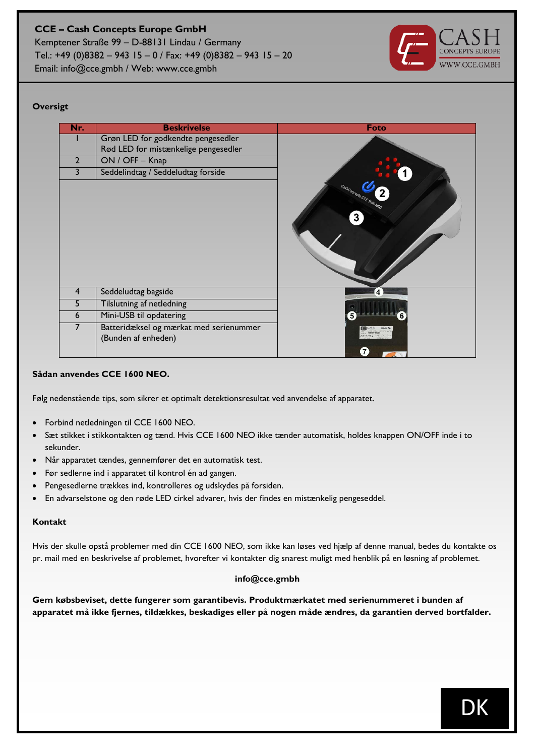**CCE – Cash Concepts Europe GmbH**
Kemptener Straße 99 – D-88131 Lindau / Germany
Tel.: +49 (0)8382 – 943 15 – 0 / Fax: +49 (0)8382 – 943 15 – 20
Email: info@cce.gmbh / Web: www.cce.gmbh

## Oversigt

| Nr. | Beskrivelse | Foto |
|---|---|---|
| 1 | Grøn LED for godkendte pengesedler<br>Rød LED for mistænkelige pengesedler | |
| 2 | ON / OFF – Knap | |
| 3 | Seddelindtag / Seddeludtag forside | |
| 4 | Seddeludtag bagside | |
| 5 | Tilslutning af netledning | |
| 6 | Mini-USB til opdatering | |
| 7 | Batteridæksel og mærkat med serienummer<br>(Bunden af enheden) | |

## Sådan anvendes CCE 1600 NEO.

Følg nedenstående tips, som sikrer et optimalt detektionsresultat ved anvendelse af apparatet.

- Forbind netledningen til CCE 1600 NEO.
- Sæt stikket i stikkontakten og tænd. Hvis CCE 1600 NEO ikke tænder automatisk, holdes knappen ON/OFF inde i to sekunder.
- Når apparatet tændes, gennemfører det en automatisk test.
- Før sedlerne ind i apparatet til kontrol én ad gangen.
- Pengesedlerne trækkes ind, kontrolleres og udskydes på forsiden.
- En advarselstone og den røde LED cirkel advarer, hvis der findes en mistænkelig pengeseddel.

## Kontakt

Hvis der skulle opstå problemer med din CCE 1600 NEO, som ikke kan løses ved hjælp af denne manual, bedes du kontakte os pr. mail med en beskrivelse af problemet, hvorefter vi kontakter dig snarest muligt med henblik på en løsning af problemet.

**info@cce.gmbh**

**Gem købsbeviset, dette fungerer som garantibevis. Produktmærkatet med serienummeret i bunden af apparatet må ikke fjernes, tildækkes, beskadiges eller på nogen måde ændres, da garantien derved bortfalder.**

DK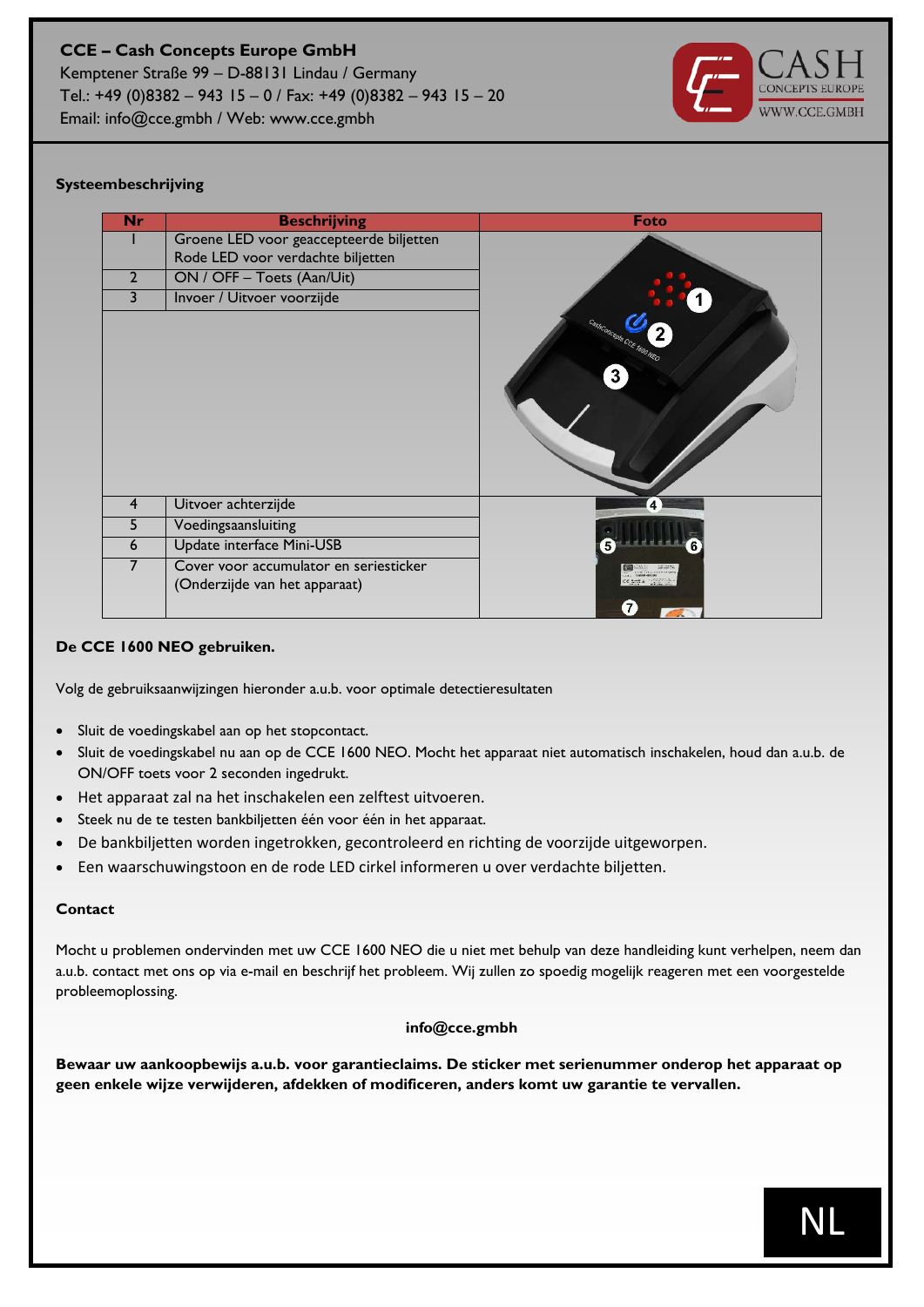**CCE – Cash Concepts Europe GmbH**
Kemptener Straße 99 – D-88131 Lindau / Germany
Tel.: +49 (0)8382 – 943 15 – 0 / Fax: +49 (0)8382 – 943 15 – 20
Email: info@cce.gmbh / Web: www.cce.gmbh

### Systeembeschrijving

| Nr | Beschrijving | Foto |
|---|---|---|
| 1 | Groene LED voor geaccepteerde biljetten<br>Rode LED voor verdachte biljetten | |
| 2 | ON / OFF – Toets (Aan/Uit) | |
| 3 | Invoer / Uitvoer voorzijde | |
| 4 | Uitvoer achterzijde | |
| 5 | Voedingsaansluiting | |
| 6 | Update interface Mini-USB | |
| 7 | Cover voor accumulator en seriesticker<br>(Onderzijde van het apparaat) | |

### De CCE 1600 NEO gebruiken.

Volg de gebruiksaanwijzingen hieronder a.u.b. voor optimale detectieresultaten

- Sluit de voedingskabel aan op het stopcontact.
- Sluit de voedingskabel nu aan op de CCE 1600 NEO. Mocht het apparaat niet automatisch inschakelen, houd dan a.u.b. de ON/OFF toets voor 2 seconden ingedrukt.
- Het apparaat zal na het inschakelen een zelftest uitvoeren.
- Steek nu de te testen bankbiljetten één voor één in het apparaat.
- De bankbiljetten worden ingetrokken, gecontroleerd en richting de voorzijde uitgeworpen.
- Een waarschuwingstoon en de rode LED cirkel informeren u over verdachte biljetten.

### Contact

Mocht u problemen ondervinden met uw CCE 1600 NEO die u niet met behulp van deze handleiding kunt verhelpen, neem dan a.u.b. contact met ons op via e-mail en beschrijf het probleem. Wij zullen zo spoedig mogelijk reageren met een voorgestelde probleemoplossing.

**info@cce.gmbh**

**Bewaar uw aankoopbewijs a.u.b. voor garantieclaims. De sticker met serienummer onderop het apparaat op geen enkele wijze verwijderen, afdekken of modificeren, anders komt uw garantie te vervallen.**

NL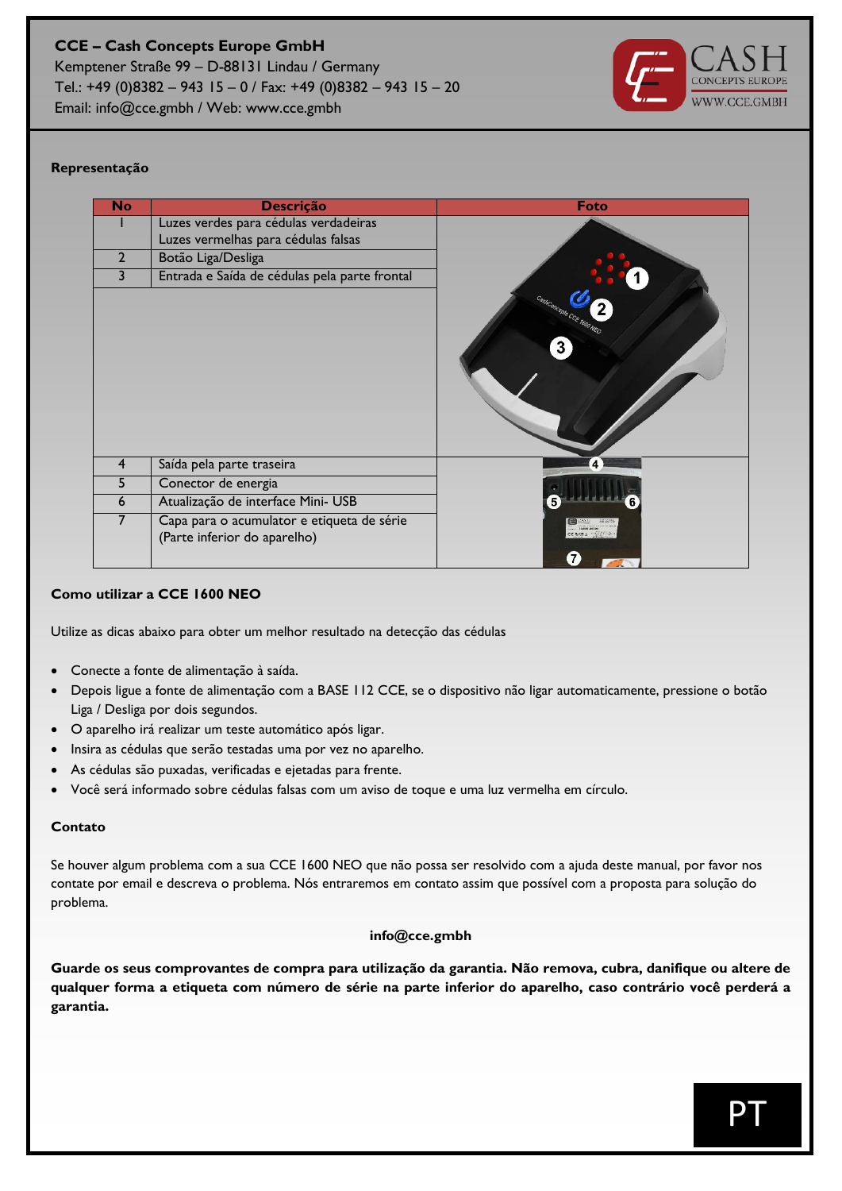**CCE – Cash Concepts Europe GmbH**
Kemptener Straße 99 – D-88131 Lindau / Germany
Tel.: +49 (0)8382 – 943 15 – 0 / Fax: +49 (0)8382 – 943 15 – 20
Email: info@cce.gmbh / Web: www.cce.gmbh

### Representação

| No | Descrição | Foto |
|---|---|---|
| 1 | Luzes verdes para cédulas verdadeiras<br>Luzes vermelhas para cédulas falsas | |
| 2 | Botão Liga/Desliga | |
| 3 | Entrada e Saída de cédulas pela parte frontal | |
| 4 | Saída pela parte traseira | |
| 5 | Conector de energia | |
| 6 | Atualização de interface Mini- USB | |
| 7 | Capa para o acumulator e etiqueta de série (Parte inferior do aparelho) | |

### Como utilizar a CCE 1600 NEO

Utilize as dicas abaixo para obter um melhor resultado na detecção das cédulas

- Conecte a fonte de alimentação à saída.
- Depois ligue a fonte de alimentação com a BASE 112 CCE, se o dispositivo não ligar automaticamente, pressione o botão Liga / Desliga por dois segundos.
- O aparelho irá realizar um teste automático após ligar.
- Insira as cédulas que serão testadas uma por vez no aparelho.
- As cédulas são puxadas, verificadas e ejetadas para frente.
- Você será informado sobre cédulas falsas com um aviso de toque e uma luz vermelha em círculo.

### Contato

Se houver algum problema com a sua CCE 1600 NEO que não possa ser resolvido com a ajuda deste manual, por favor nos contate por email e descreva o problema. Nós entraremos em contato assim que possível com a proposta para solução do problema.

**info@cce.gmbh**

**Guarde os seus comprovantes de compra para utilização da garantia. Não remova, cubra, danifique ou altere de qualquer forma a etiqueta com número de série na parte inferior do aparelho, caso contrário você perderá a garantia.**

PT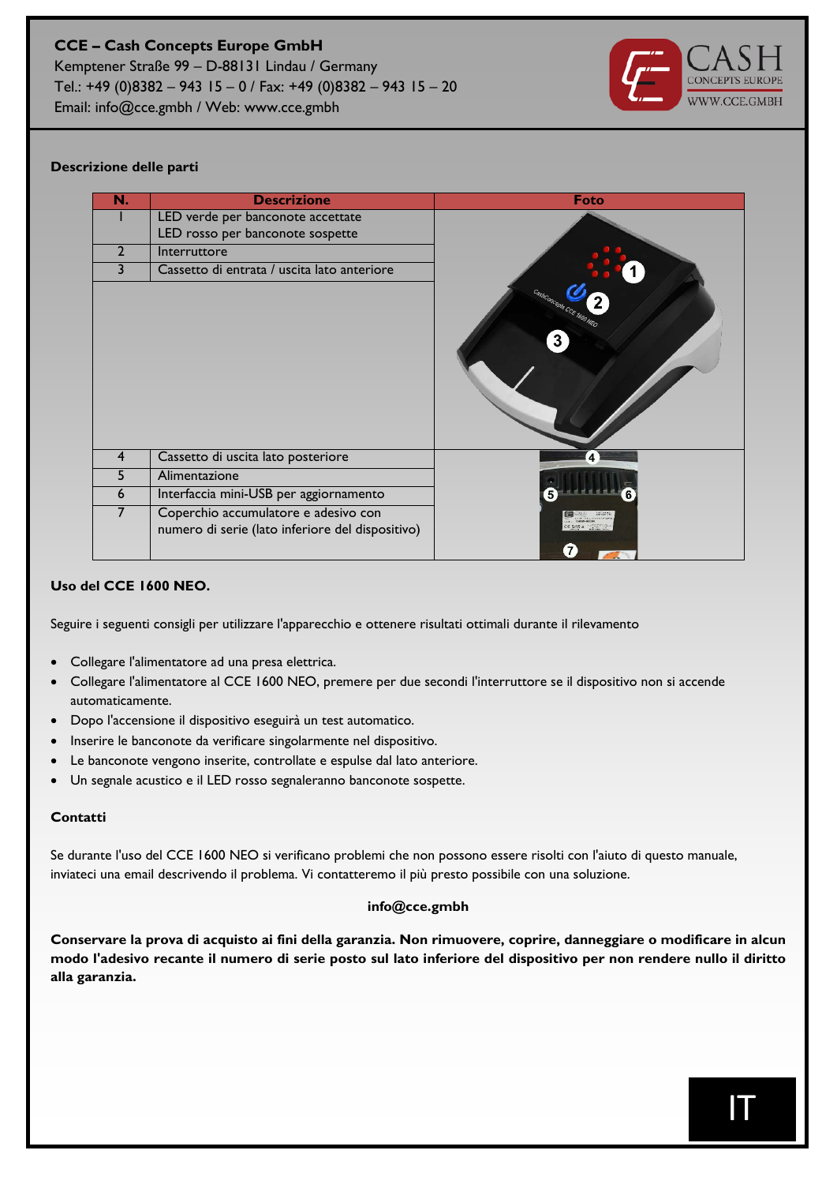**CCE – Cash Concepts Europe GmbH**
Kemptener Straße 99 – D-88131 Lindau / Germany
Tel.: +49 (0)8382 – 943 15 – 0 / Fax: +49 (0)8382 – 943 15 – 20
Email: info@cce.gmbh / Web: www.cce.gmbh

### Descrizione delle parti

| N. | Descrizione | Foto |
|---|---|---|
| 1 | LED verde per banconote accettate<br>LED rosso per banconote sospette | |
| 2 | Interruttore | |
| 3 | Cassetto di entrata / uscita lato anteriore | |
| 4 | Cassetto di uscita lato posteriore | |
| 5 | Alimentazione | |
| 6 | Interfaccia mini-USB per aggiornamento | |
| 7 | Coperchio accumulatore e adesivo con numero di serie (lato inferiore del dispositivo) | |

### Uso del CCE 1600 NEO.

Seguire i seguenti consigli per utilizzare l'apparecchio e ottenere risultati ottimali durante il rilevamento

- Collegare l'alimentatore ad una presa elettrica.
- Collegare l'alimentatore al CCE 1600 NEO, premere per due secondi l'interruttore se il dispositivo non si accende automaticamente.
- Dopo l'accensione il dispositivo eseguirà un test automatico.
- Inserire le banconote da verificare singolarmente nel dispositivo.
- Le banconote vengono inserite, controllate e espulse dal lato anteriore.
- Un segnale acustico e il LED rosso segnaleranno banconote sospette.

### Contatti

Se durante l'uso del CCE 1600 NEO si verificano problemi che non possono essere risolti con l'aiuto di questo manuale, inviateci una email descrivendo il problema. Vi contatteremo il più presto possibile con una soluzione.

**info@cce.gmbh**

**Conservare la prova di acquisto ai fini della garanzia. Non rimuovere, coprire, danneggiare o modificare in alcun modo l'adesivo recante il numero di serie posto sul lato inferiore del dispositivo per non rendere nullo il diritto alla garanzia.**

IT